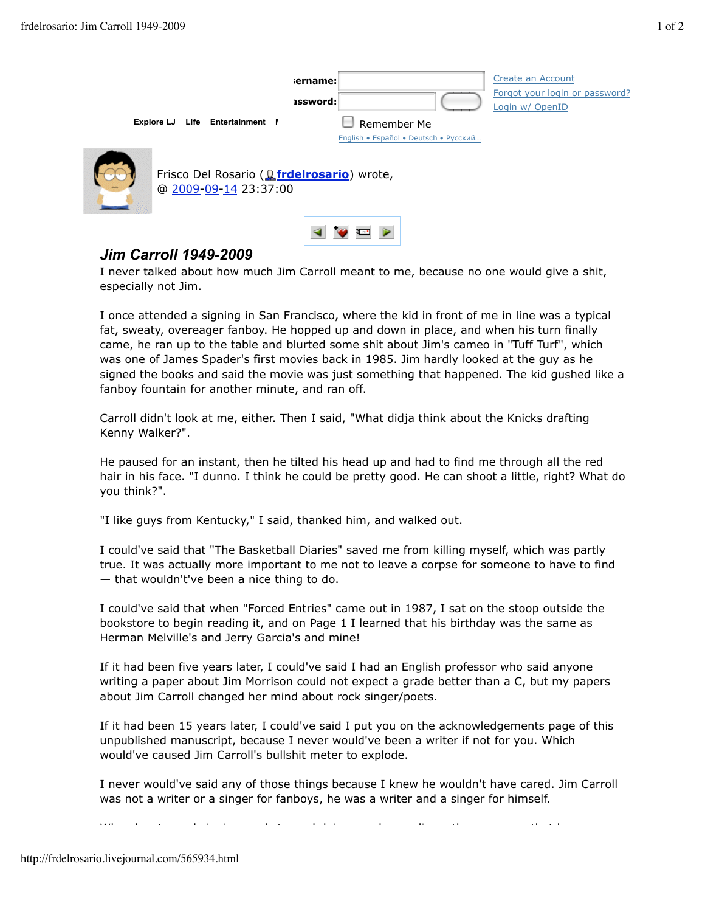Frisco Del Rosario (frdelrosario) wrote,
@ 2009-09-14 23:37:00

### *Jim Carroll 1949-2009*

I never talked about how much Jim Carroll meant to me, because no one would give a shit, especially not Jim.

I once attended a signing in San Francisco, where the kid in front of me in line was a typical fat, sweaty, overeager fanboy. He hopped up and down in place, and when his turn finally came, he ran up to the table and blurted some shit about Jim's cameo in "Tuff Turf", which was one of James Spader's first movies back in 1985. Jim hardly looked at the guy as he signed the books and said the movie was just something that happened. The kid gushed like a fanboy fountain for another minute, and ran off.

Carroll didn't look at me, either. Then I said, "What didja think about the Knicks drafting Kenny Walker?".

He paused for an instant, then he tilted his head up and had to find me through all the red hair in his face. "I dunno. I think he could be pretty good. He can shoot a little, right? What do you think?".

"I like guys from Kentucky," I said, thanked him, and walked out.

I could've said that "The Basketball Diaries" saved me from killing myself, which was partly true. It was actually more important to me not to leave a corpse for someone to have to find — that wouldn't've been a nice thing to do.

I could've said that when "Forced Entries" came out in 1987, I sat on the stoop outside the bookstore to begin reading it, and on Page 1 I learned that his birthday was the same as Herman Melville's and Jerry Garcia's and mine!

If it had been five years later, I could've said I had an English professor who said anyone writing a paper about Jim Morrison could not expect a grade better than a C, but my papers about Jim Carroll changed her mind about rock singer/poets.

If it had been 15 years later, I could've said I put you on the acknowledgements page of this unpublished manuscript, because I never would've been a writer if not for you. Which would've caused Jim Carroll's bullshit meter to explode.

I never would've said any of those things because I knew he wouldn't have cared. Jim Carroll was not a writer or a singer for fanboys, he was a writer and a singer for himself.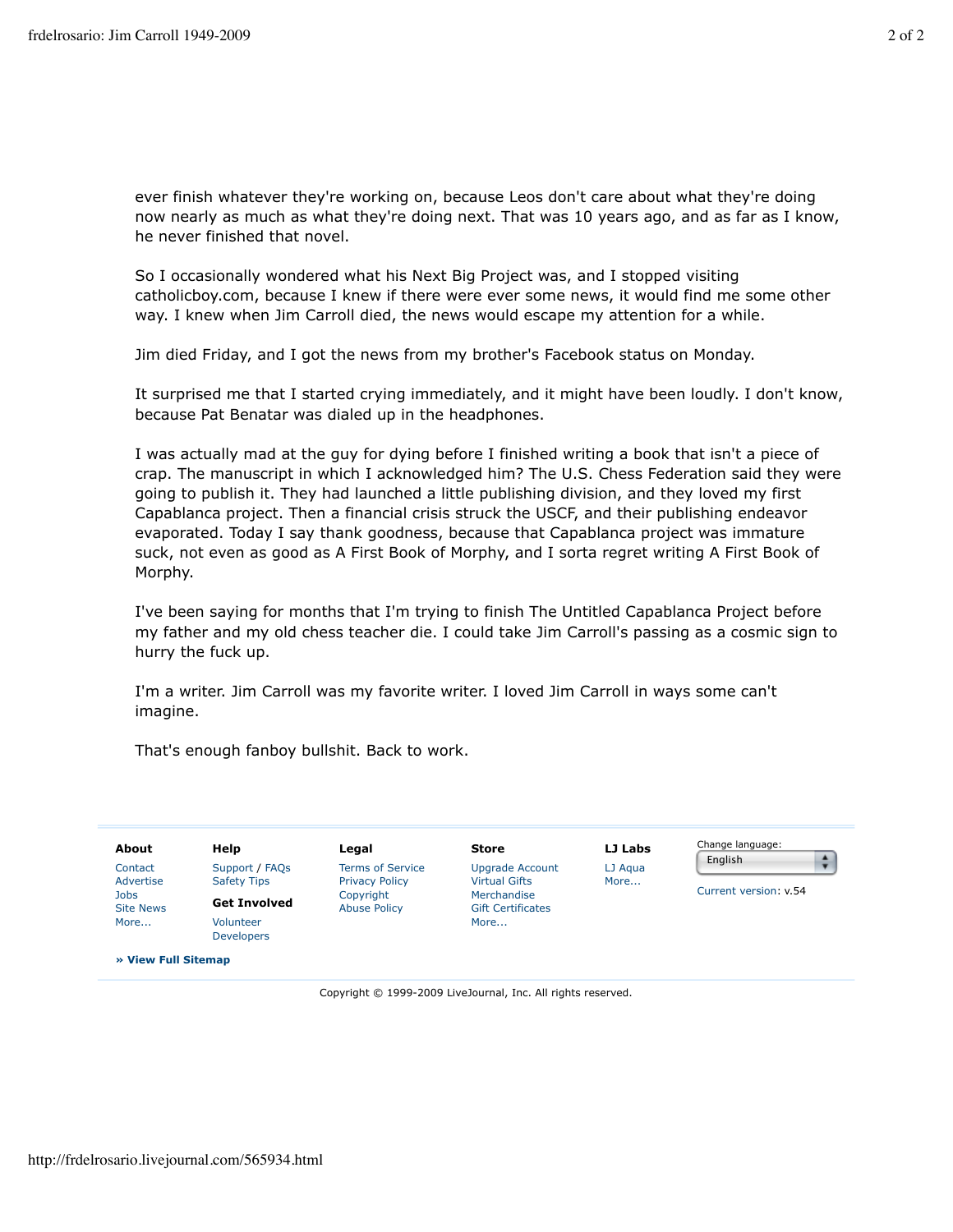ever finish whatever they're working on, because Leos don't care about what they're doing now nearly as much as what they're doing next. That was 10 years ago, and as far as I know, he never finished that novel.

So I occasionally wondered what his Next Big Project was, and I stopped visiting catholicboy.com, because I knew if there were ever some news, it would find me some other way. I knew when Jim Carroll died, the news would escape my attention for a while.

Jim died Friday, and I got the news from my brother's Facebook status on Monday.

It surprised me that I started crying immediately, and it might have been loudly. I don't know, because Pat Benatar was dialed up in the headphones.

I was actually mad at the guy for dying before I finished writing a book that isn't a piece of crap. The manuscript in which I acknowledged him? The U.S. Chess Federation said they were going to publish it. They had launched a little publishing division, and they loved my first Capablanca project. Then a financial crisis struck the USCF, and their publishing endeavor evaporated. Today I say thank goodness, because that Capablanca project was immature suck, not even as good as A First Book of Morphy, and I sorta regret writing A First Book of Morphy.

I've been saying for months that I'm trying to finish The Untitled Capablanca Project before my father and my old chess teacher die. I could take Jim Carroll's passing as a cosmic sign to hurry the fuck up.

I'm a writer. Jim Carroll was my favorite writer. I loved Jim Carroll in ways some can't imagine.

That's enough fanboy bullshit. Back to work.

**About**
Contact
Advertise
Jobs
Site News
More...

**Help**
Support / FAQs
Safety Tips

**Get Involved**
Volunteer
Developers

**Legal**
Terms of Service
Privacy Policy
Copyright
Abuse Policy

**Store**
Upgrade Account
Virtual Gifts
Merchandise
Gift Certificates
More...

**LJ Labs**
LJ Aqua
More...

Change language: English

Current version: v.54

**» View Full Sitemap**

Copyright © 1999-2009 LiveJournal, Inc. All rights reserved.